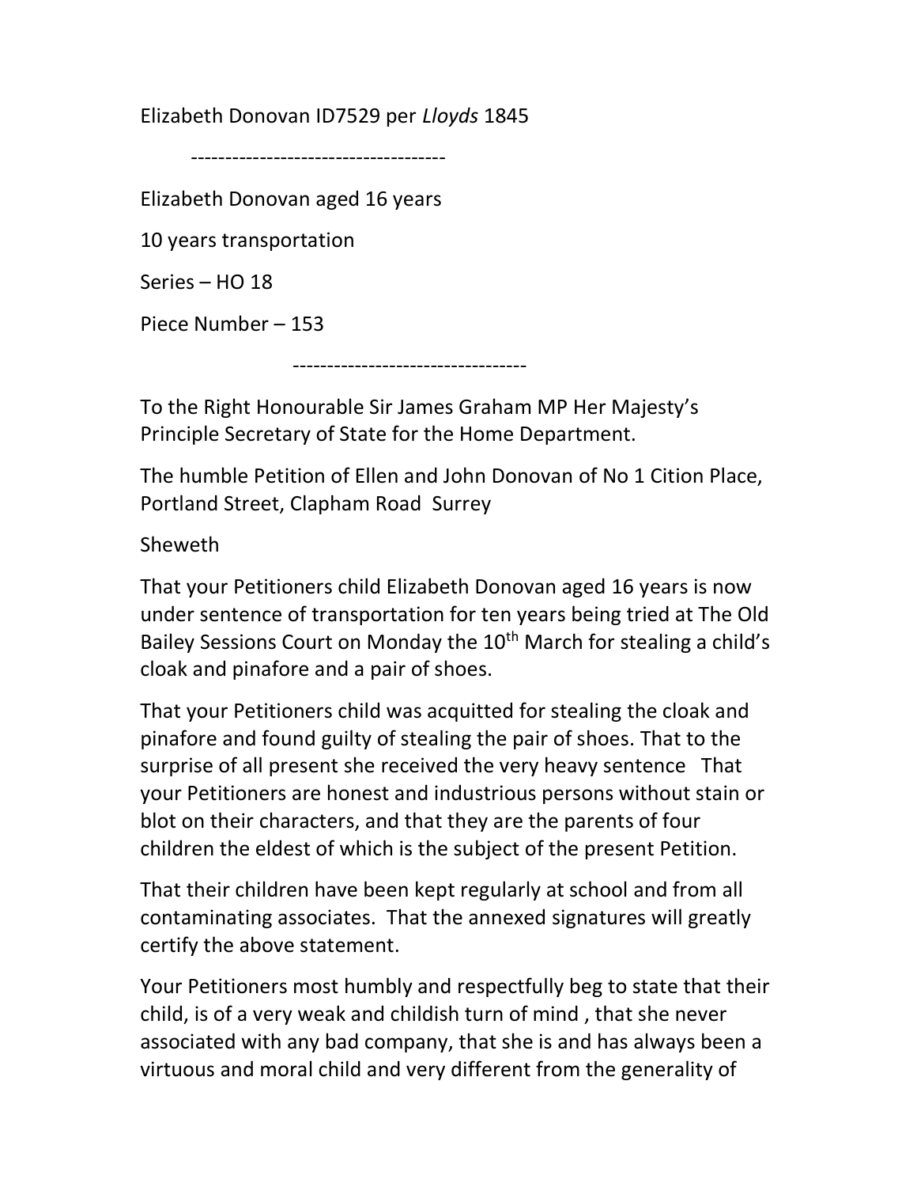Elizabeth Donovan ID7529 per *Lloyds* 1845

---

Elizabeth Donovan aged 16 years

10 years transportation

Series – HO 18

Piece Number – 153

---

To the Right Honourable Sir James Graham MP Her Majesty's Principle Secretary of State for the Home Department.

The humble Petition of Ellen and John Donovan of No 1 Cition Place, Portland Street, Clapham Road Surrey

Sheweth

That your Petitioners child Elizabeth Donovan aged 16 years is now under sentence of transportation for ten years being tried at The Old Bailey Sessions Court on Monday the 10th March for stealing a child's cloak and pinafore and a pair of shoes.

That your Petitioners child was acquitted for stealing the cloak and pinafore and found guilty of stealing the pair of shoes. That to the surprise of all present she received the very heavy sentence That your Petitioners are honest and industrious persons without stain or blot on their characters, and that they are the parents of four children the eldest of which is the subject of the present Petition.

That their children have been kept regularly at school and from all contaminating associates. That the annexed signatures will greatly certify the above statement.

Your Petitioners most humbly and respectfully beg to state that their child, is of a very weak and childish turn of mind , that she never associated with any bad company, that she is and has always been a virtuous and moral child and very different from the generality of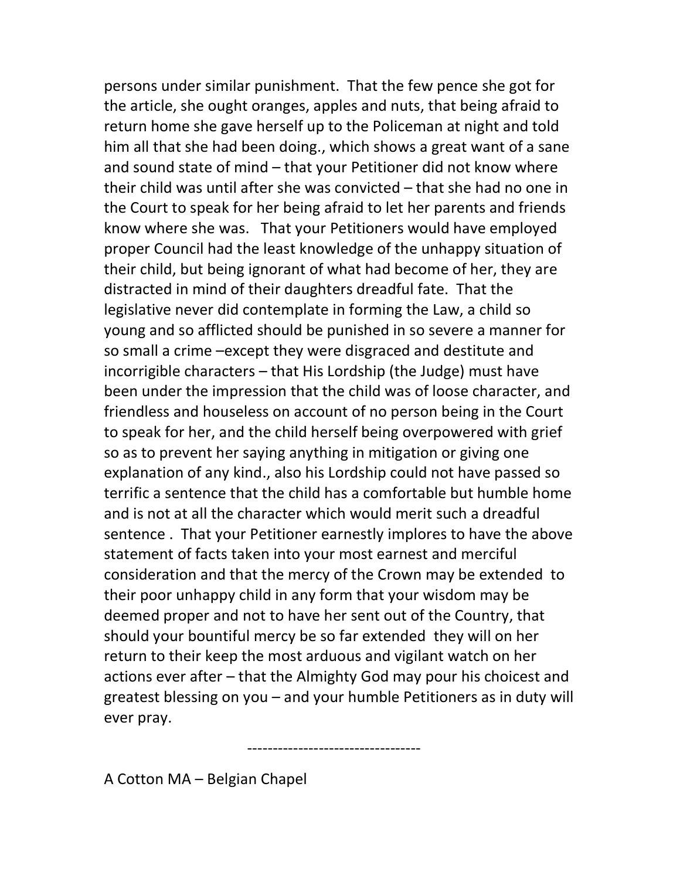persons under similar punishment. That the few pence she got for the article, she ought oranges, apples and nuts, that being afraid to return home she gave herself up to the Policeman at night and told him all that she had been doing., which shows a great want of a sane and sound state of mind – that your Petitioner did not know where their child was until after she was convicted – that she had no one in the Court to speak for her being afraid to let her parents and friends know where she was. That your Petitioners would have employed proper Council had the least knowledge of the unhappy situation of their child, but being ignorant of what had become of her, they are distracted in mind of their daughters dreadful fate. That the legislative never did contemplate in forming the Law, a child so young and so afflicted should be punished in so severe a manner for so small a crime –except they were disgraced and destitute and incorrigible characters – that His Lordship (the Judge) must have been under the impression that the child was of loose character, and friendless and houseless on account of no person being in the Court to speak for her, and the child herself being overpowered with grief so as to prevent her saying anything in mitigation or giving one explanation of any kind., also his Lordship could not have passed so terrific a sentence that the child has a comfortable but humble home and is not at all the character which would merit such a dreadful sentence . That your Petitioner earnestly implores to have the above statement of facts taken into your most earnest and merciful consideration and that the mercy of the Crown may be extended to their poor unhappy child in any form that your wisdom may be deemed proper and not to have her sent out of the Country, that should your bountiful mercy be so far extended they will on her return to their keep the most arduous and vigilant watch on her actions ever after – that the Almighty God may pour his choicest and greatest blessing on you – and your humble Petitioners as in duty will ever pray.

----------------------------------

A Cotton MA – Belgian Chapel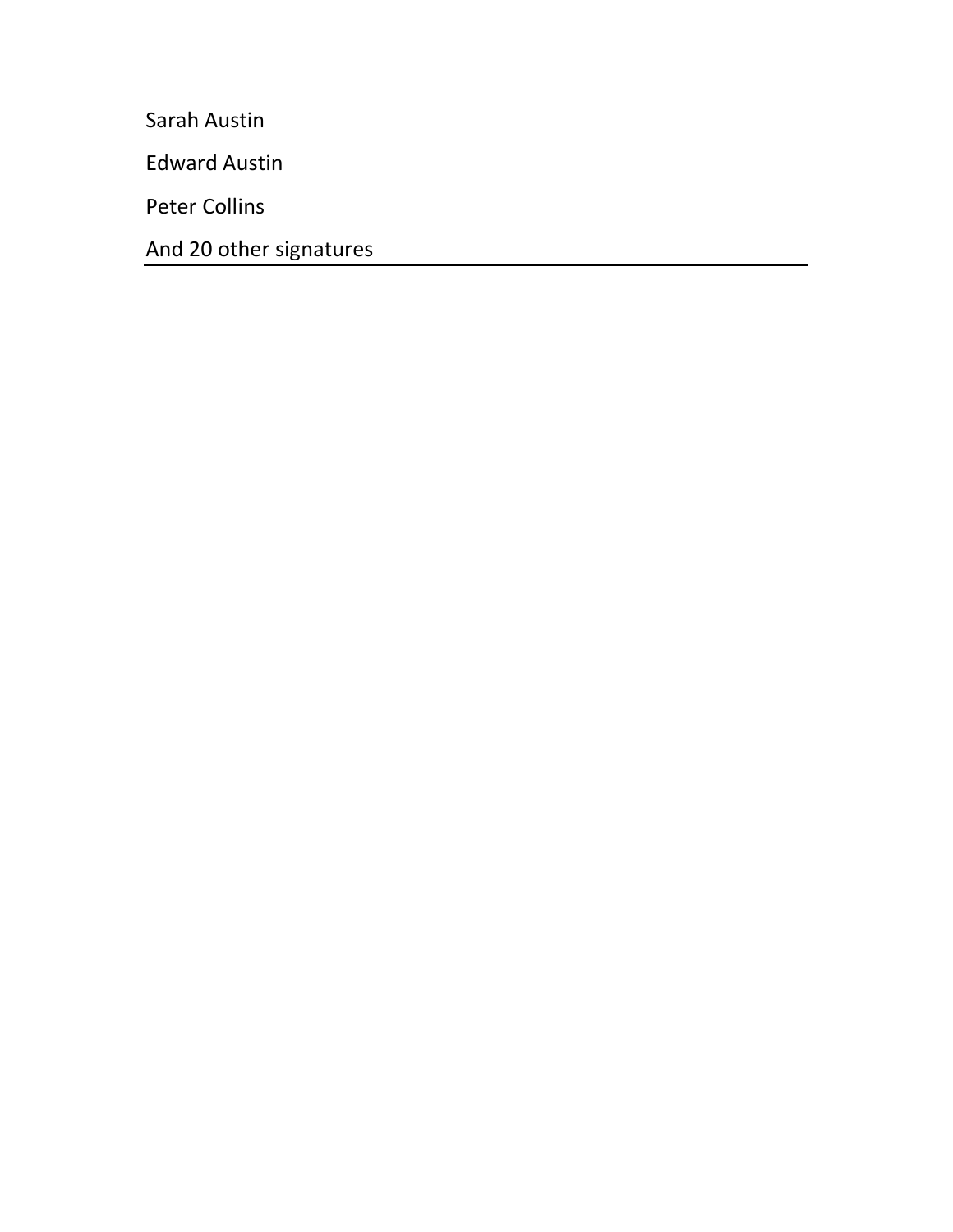Sarah Austin

Edward Austin

Peter Collins

And 20 other signatures